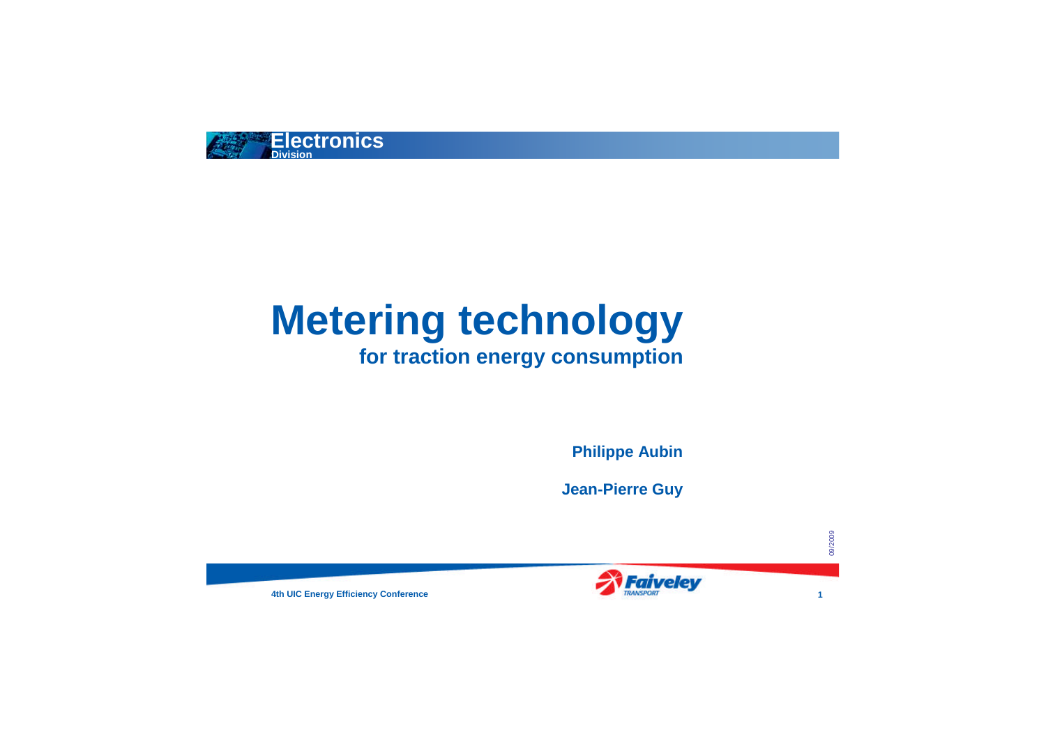Electronics Division

# Metering technology

## for traction energy consumption

**Philippe Aubin**

**Jean-Pierre Guy**

09/2009

4th UIC Energy Efficiency Conference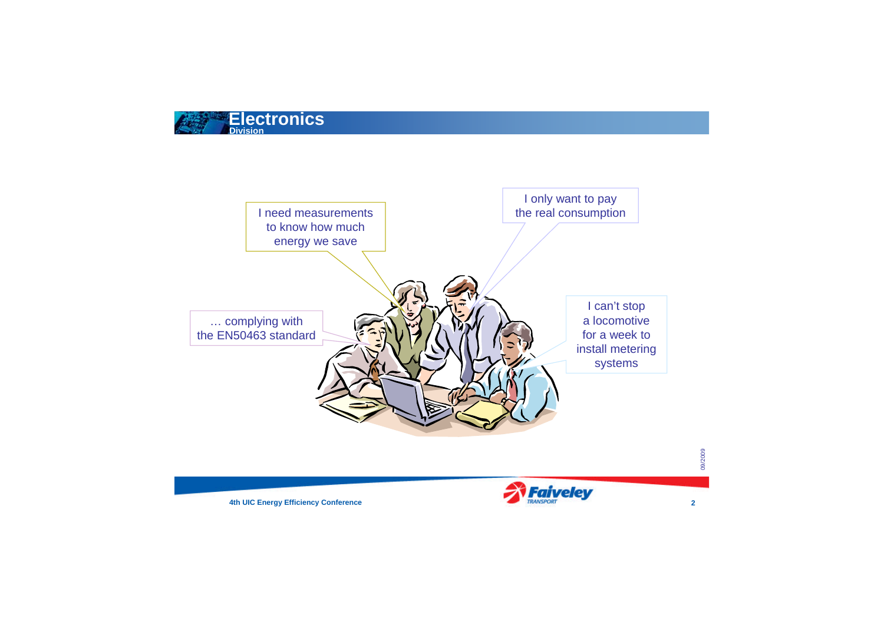I need measurements to know how much energy we save

I only want to pay the real consumption

… complying with the EN50463 standard

I can't stop a locomotive for a week to install metering systems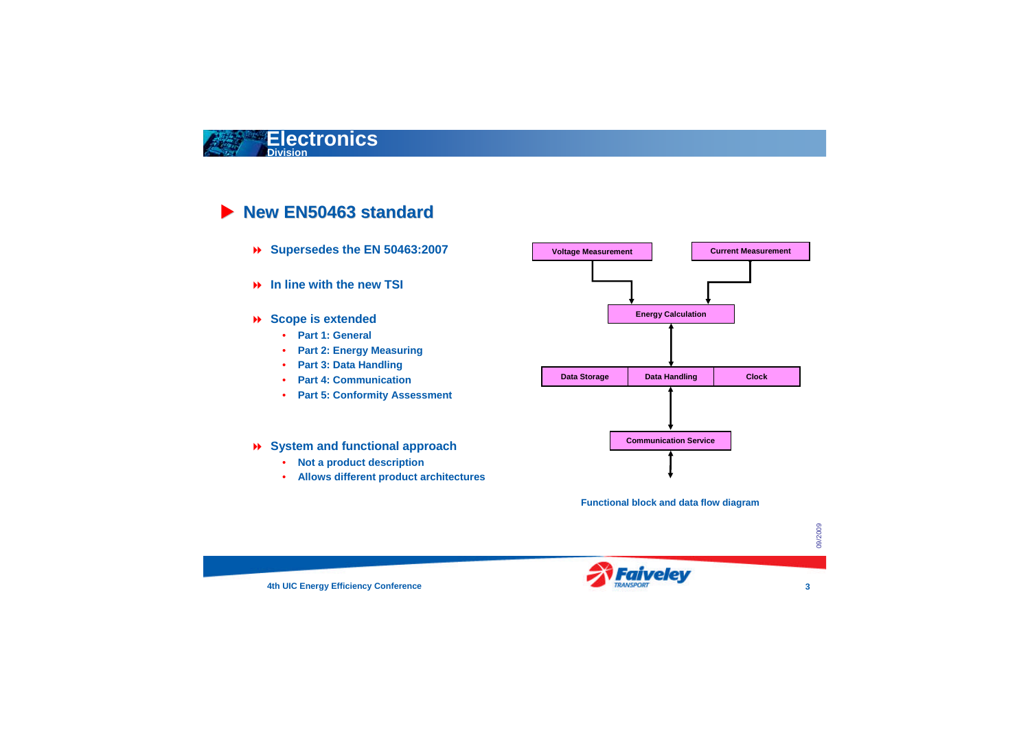## New EN50463 standard

- **Supersedes the EN 50463:2007**
- **In line with the new TSI**
- **Scope is extended**
  - Part 1: General
  - Part 2: Energy Measuring
  - Part 3: Data Handling
  - Part 4: Communication
  - Part 5: Conformity Assessment
- **System and functional approach**
  - Not a product description
  - Allows different product architectures

Voltage Measurement

Current Measurement

Energy Calculation

Data Storage

Data Handling

Clock

Communication Service

Functional block and data flow diagram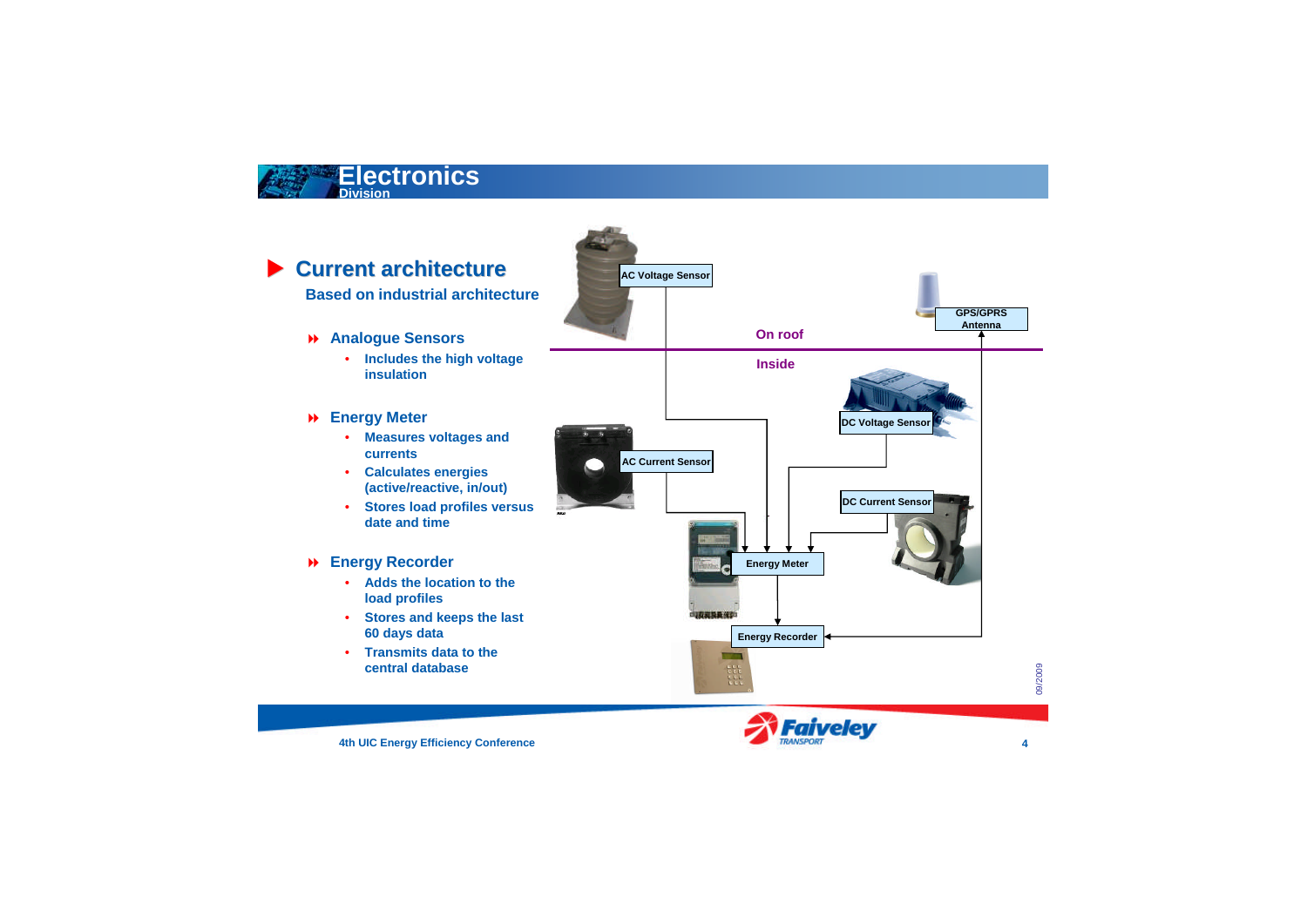# Current architecture

**Based on industrial architecture**

- **Analogue Sensors**
  - Includes the high voltage insulation
- **Energy Meter**
  - Measures voltages and currents
  - Calculates energies (active/reactive, in/out)
  - Stores load profiles versus date and time
- **Energy Recorder**
  - Adds the location to the load profiles
  - Stores and keeps the last 60 days data
  - Transmits data to the central database

AC Voltage Sensor

GPS/GPRS Antenna

On roof

Inside

DC Voltage Sensor

AC Current Sensor

DC Current Sensor

Energy Meter

Energy Recorder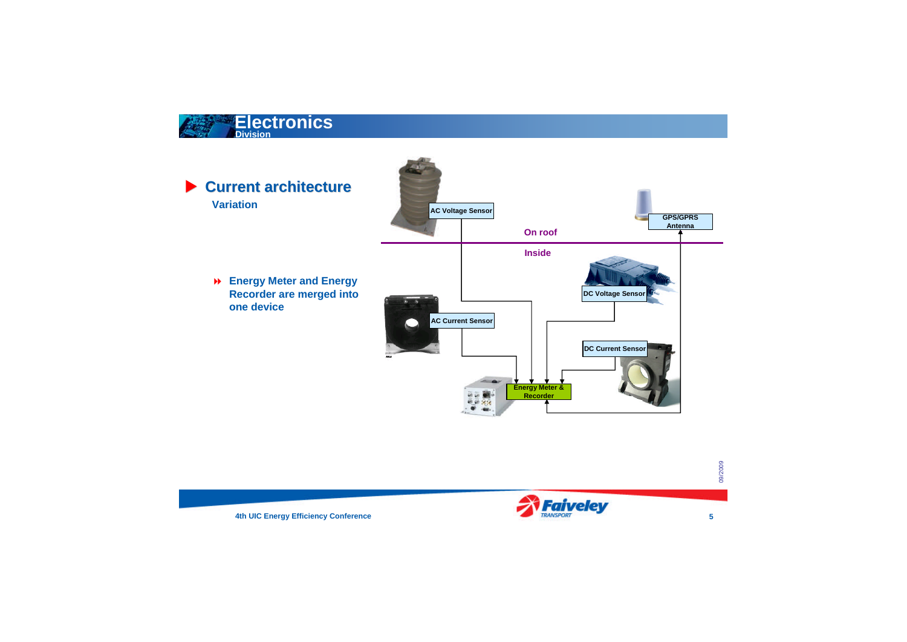## Current architecture

**Variation**

- **Energy Meter and Energy Recorder are merged into one device**

AC Voltage Sensor

GPS/GPRS Antenna

On roof

Inside

DC Voltage Sensor

AC Current Sensor

DC Current Sensor

Energy Meter & Recorder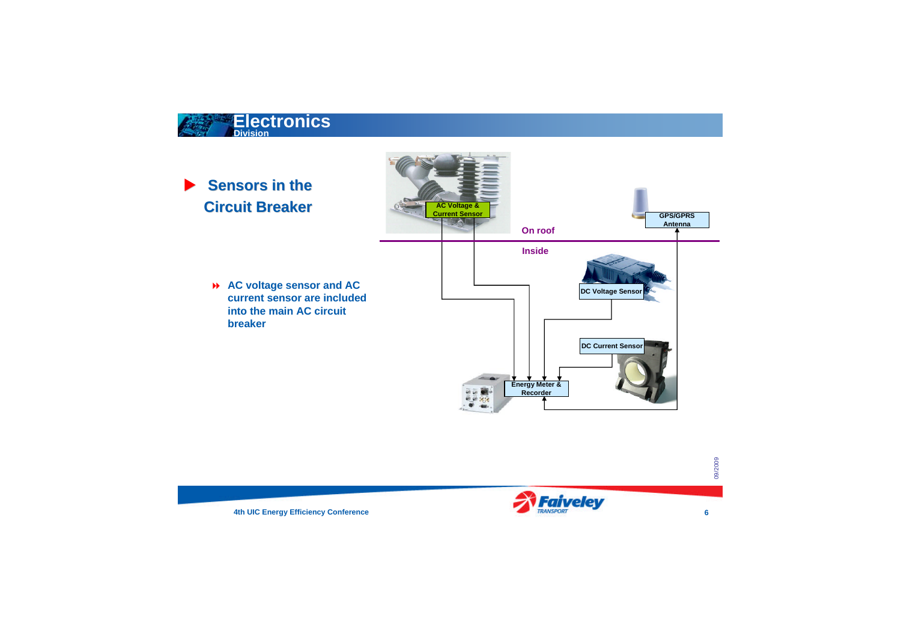# Sensors in the Circuit Breaker

- AC voltage sensor and AC current sensor are included into the main AC circuit breaker

AC Voltage & Current Sensor

GPS/GPRS Antenna

On roof

Inside

DC Voltage Sensor

DC Current Sensor

Energy Meter & Recorder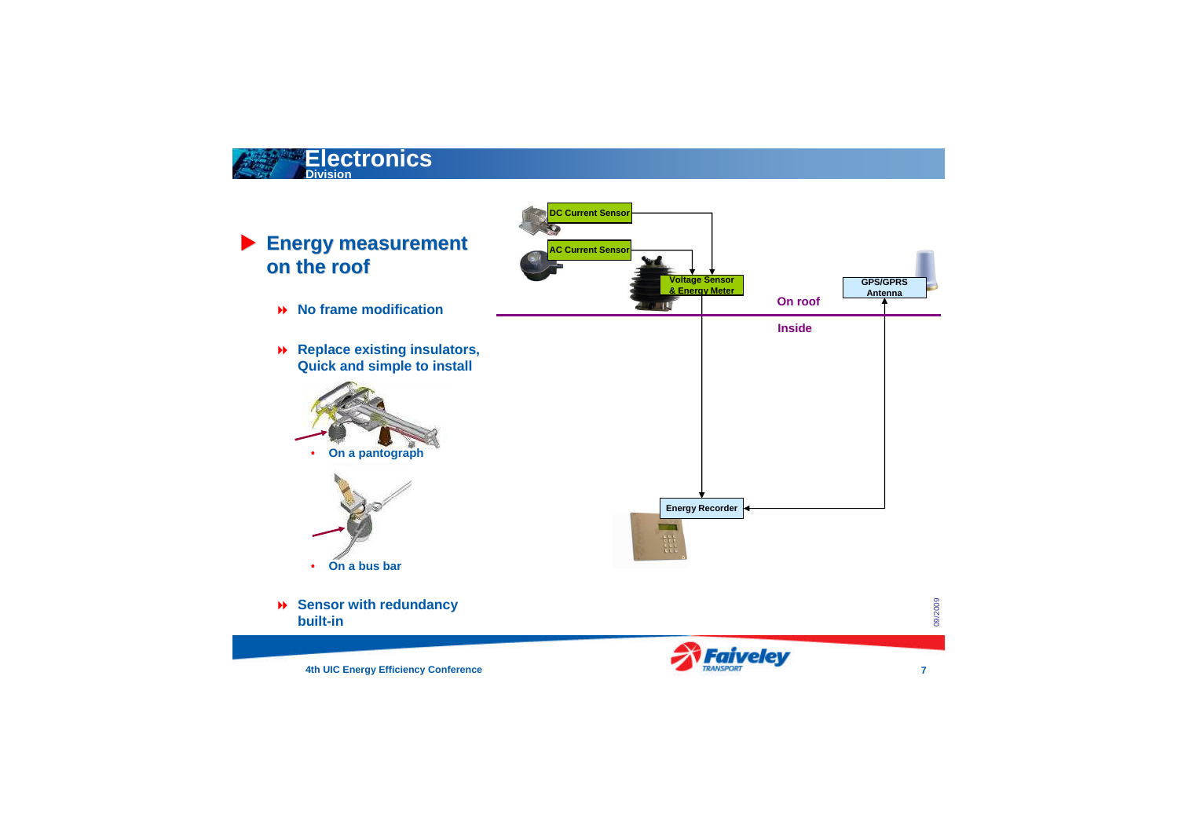# Electronics Division

## Energy measurement on the roof

- No frame modification
- Replace existing insulators, Quick and simple to install
  - On a pantograph
  - On a bus bar
- Sensor with redundancy built-in

DC Current Sensor

AC Current Sensor

Voltage Sensor & Energy Meter

GPS/GPRS Antenna

On roof

Inside

Energy Recorder

09/2009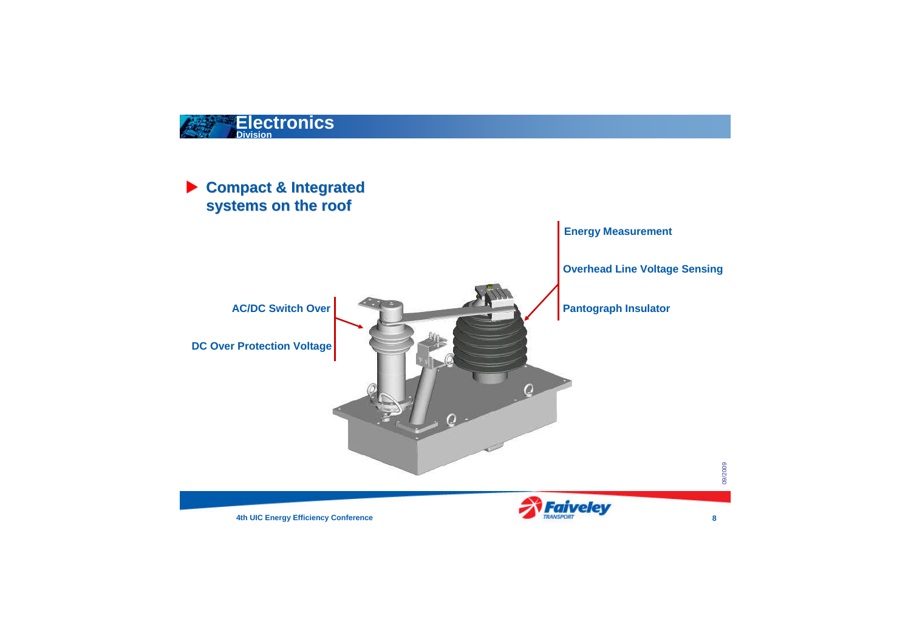## Electronics
Division

- **Compact & Integrated systems on the roof**

AC/DC Switch Over

DC Over Protection Voltage

Energy Measurement

Overhead Line Voltage Sensing

Pantograph Insulator

09/2009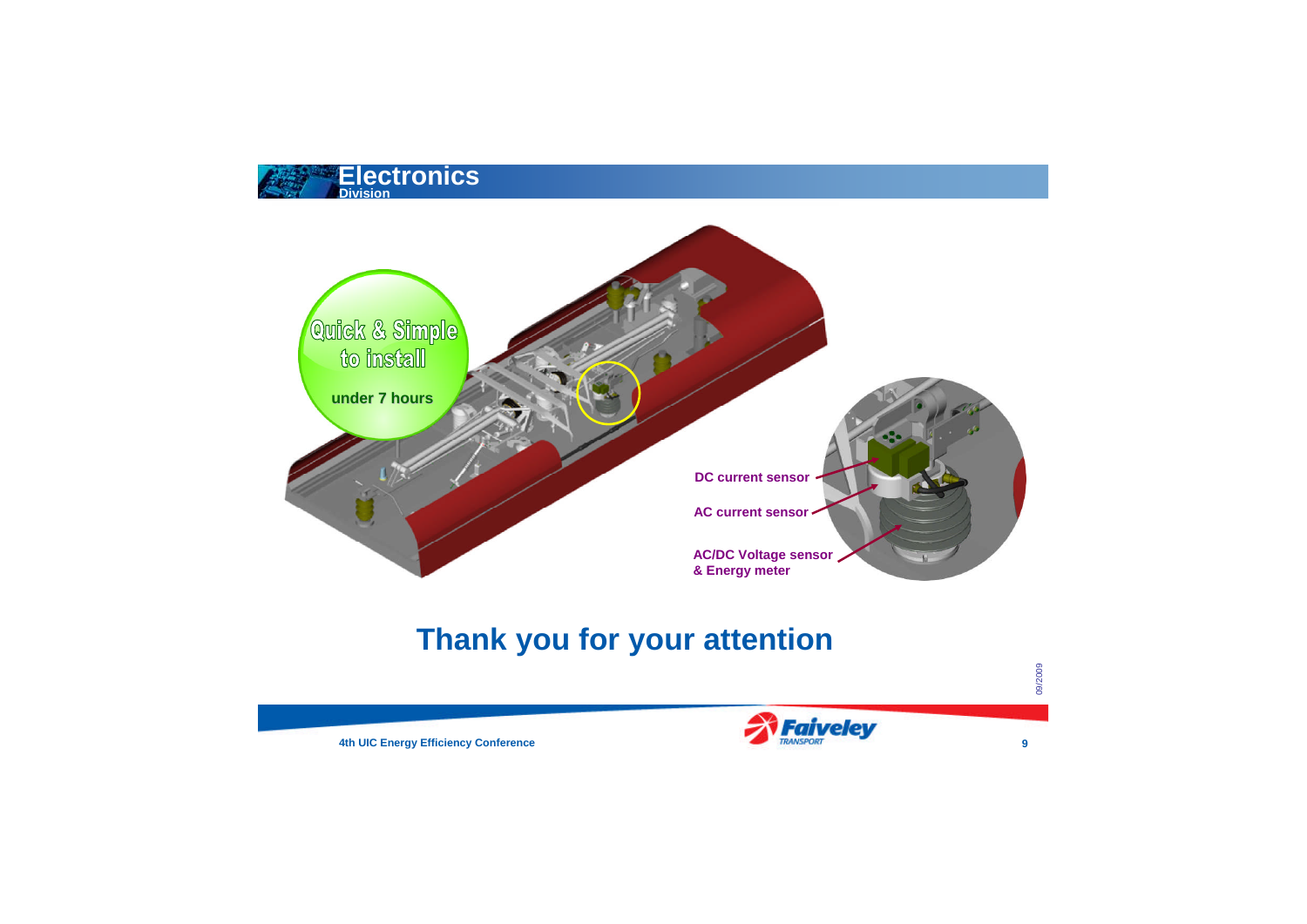# Electronics
Division

Quick & Simple to install

under 7 hours

DC current sensor

AC current sensor

AC/DC Voltage sensor & Energy meter

## Thank you for your attention